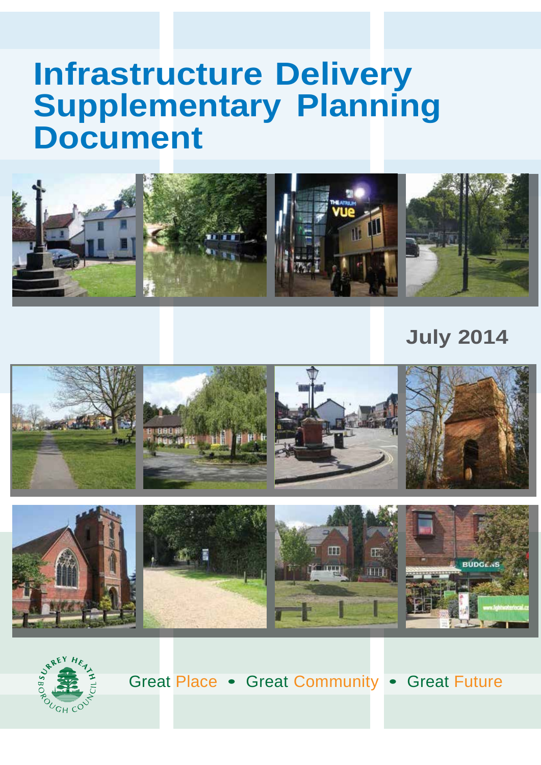# Infrastructure Delivery Supplementary Planning Document

July 2014

Surrey Heath Borough Council

Great Place • Great Community • Great Future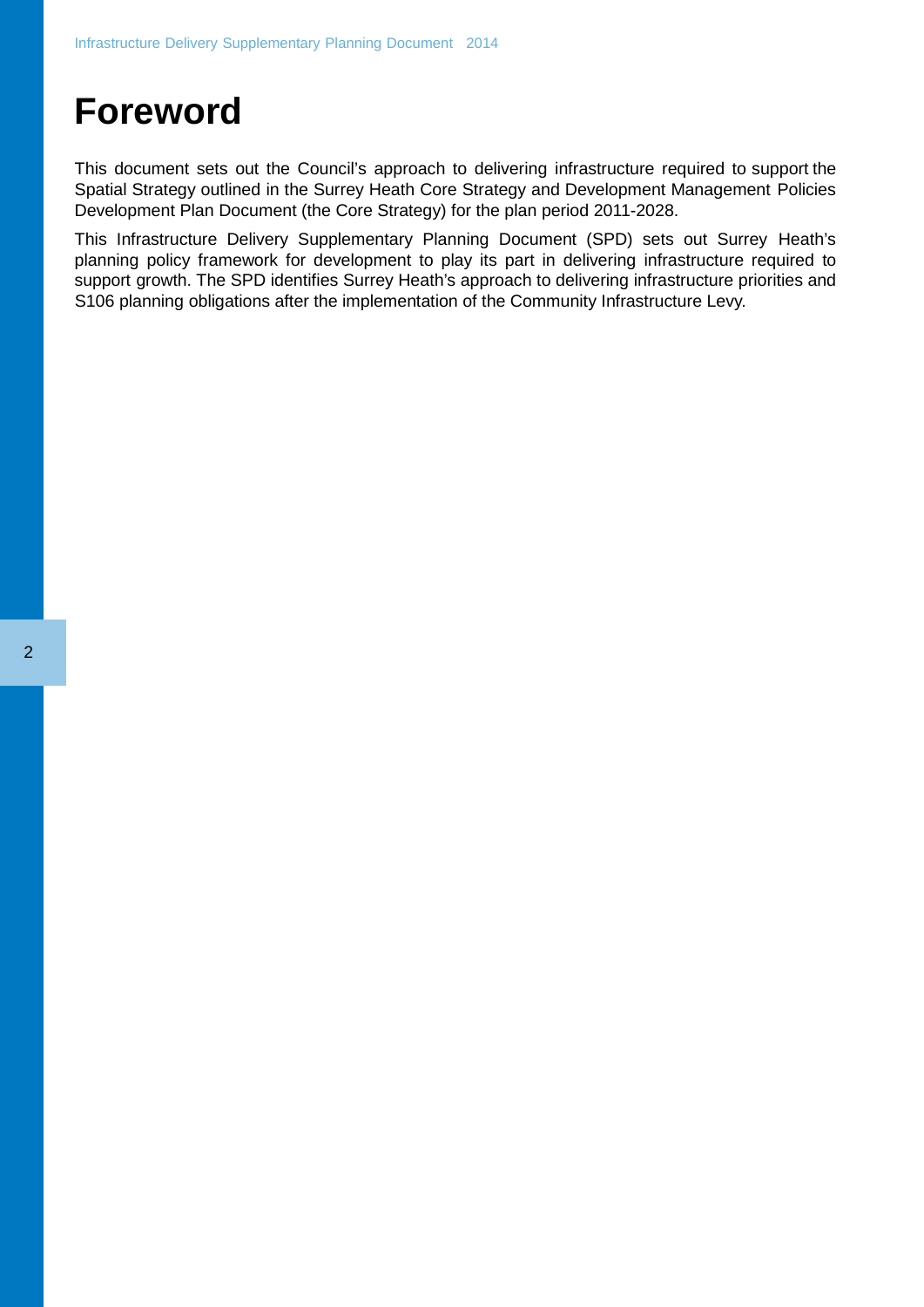# Foreword

This document sets out the Council's approach to delivering infrastructure required to support the Spatial Strategy outlined in the Surrey Heath Core Strategy and Development Management Policies Development Plan Document (the Core Strategy) for the plan period 2011-2028.

This Infrastructure Delivery Supplementary Planning Document (SPD) sets out Surrey Heath's planning policy framework for development to play its part in delivering infrastructure required to support growth. The SPD identifies Surrey Heath's approach to delivering infrastructure priorities and S106 planning obligations after the implementation of the Community Infrastructure Levy.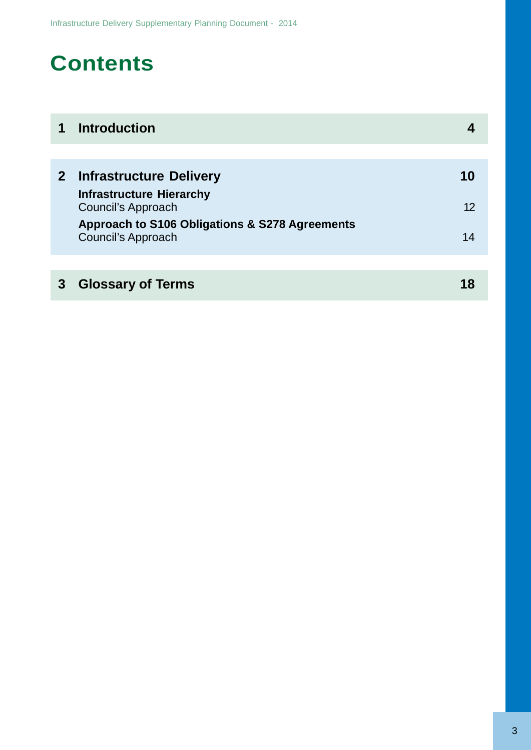# Contents

| | | |
|---|---|---|
| **1** | **Introduction** | **4** |
| **2** | **Infrastructure Delivery** | **10** |
| | **Infrastructure Hierarchy** | |
| | Council's Approach | 12 |
| | **Approach to S106 Obligations & S278 Agreements** | |
| | Council's Approach | 14 |
| **3** | **Glossary of Terms** | **18** |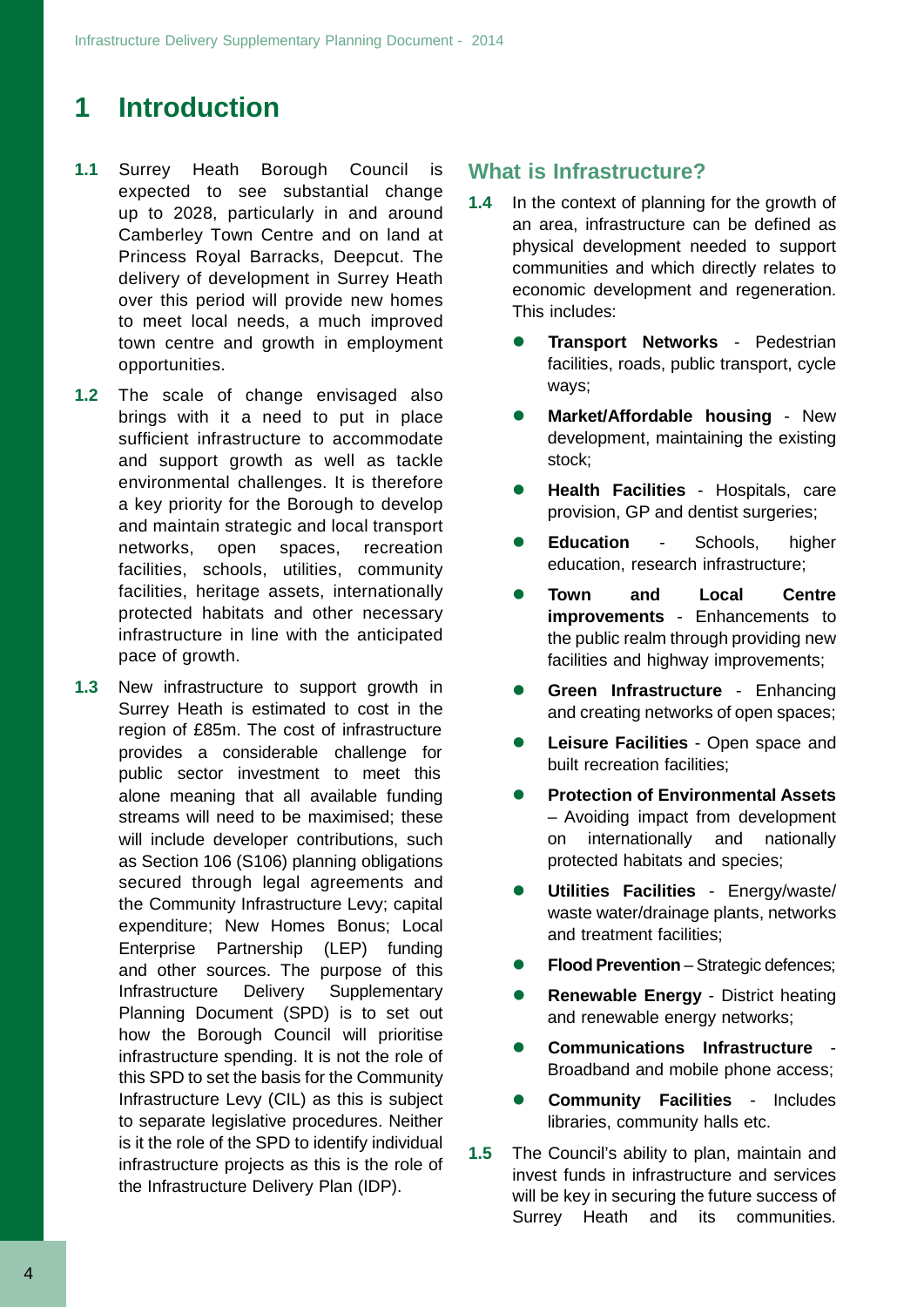# 1 Introduction

**1.1** Surrey Heath Borough Council is expected to see substantial change up to 2028, particularly in and around Camberley Town Centre and on land at Princess Royal Barracks, Deepcut. The delivery of development in Surrey Heath over this period will provide new homes to meet local needs, a much improved town centre and growth in employment opportunities.

**1.2** The scale of change envisaged also brings with it a need to put in place sufficient infrastructure to accommodate and support growth as well as tackle environmental challenges. It is therefore a key priority for the Borough to develop and maintain strategic and local transport networks, open spaces, recreation facilities, schools, utilities, community facilities, heritage assets, internationally protected habitats and other necessary infrastructure in line with the anticipated pace of growth.

**1.3** New infrastructure to support growth in Surrey Heath is estimated to cost in the region of £85m. The cost of infrastructure provides a considerable challenge for public sector investment to meet this alone meaning that all available funding streams will need to be maximised; these will include developer contributions, such as Section 106 (S106) planning obligations secured through legal agreements and the Community Infrastructure Levy; capital expenditure; New Homes Bonus; Local Enterprise Partnership (LEP) funding and other sources. The purpose of this Infrastructure Delivery Supplementary Planning Document (SPD) is to set out how the Borough Council will prioritise infrastructure spending. It is not the role of this SPD to set the basis for the Community Infrastructure Levy (CIL) as this is subject to separate legislative procedures. Neither is it the role of the SPD to identify individual infrastructure projects as this is the role of the Infrastructure Delivery Plan (IDP).

## What is Infrastructure?

**1.4** In the context of planning for the growth of an area, infrastructure can be defined as physical development needed to support communities and which directly relates to economic development and regeneration. This includes:

- **Transport Networks** - Pedestrian facilities, roads, public transport, cycle ways;
- **Market/Affordable housing** - New development, maintaining the existing stock;
- **Health Facilities** - Hospitals, care provision, GP and dentist surgeries;
- **Education** - Schools, higher education, research infrastructure;
- **Town and Local Centre improvements** - Enhancements to the public realm through providing new facilities and highway improvements;
- **Green Infrastructure** - Enhancing and creating networks of open spaces;
- **Leisure Facilities** - Open space and built recreation facilities;
- **Protection of Environmental Assets** – Avoiding impact from development on internationally and nationally protected habitats and species;
- **Utilities Facilities** - Energy/waste/ waste water/drainage plants, networks and treatment facilities;
- **Flood Prevention** – Strategic defences;
- **Renewable Energy** - District heating and renewable energy networks;
- **Communications Infrastructure** - Broadband and mobile phone access;
- **Community Facilities** - Includes libraries, community halls etc.

**1.5** The Council's ability to plan, maintain and invest funds in infrastructure and services will be key in securing the future success of Surrey Heath and its communities.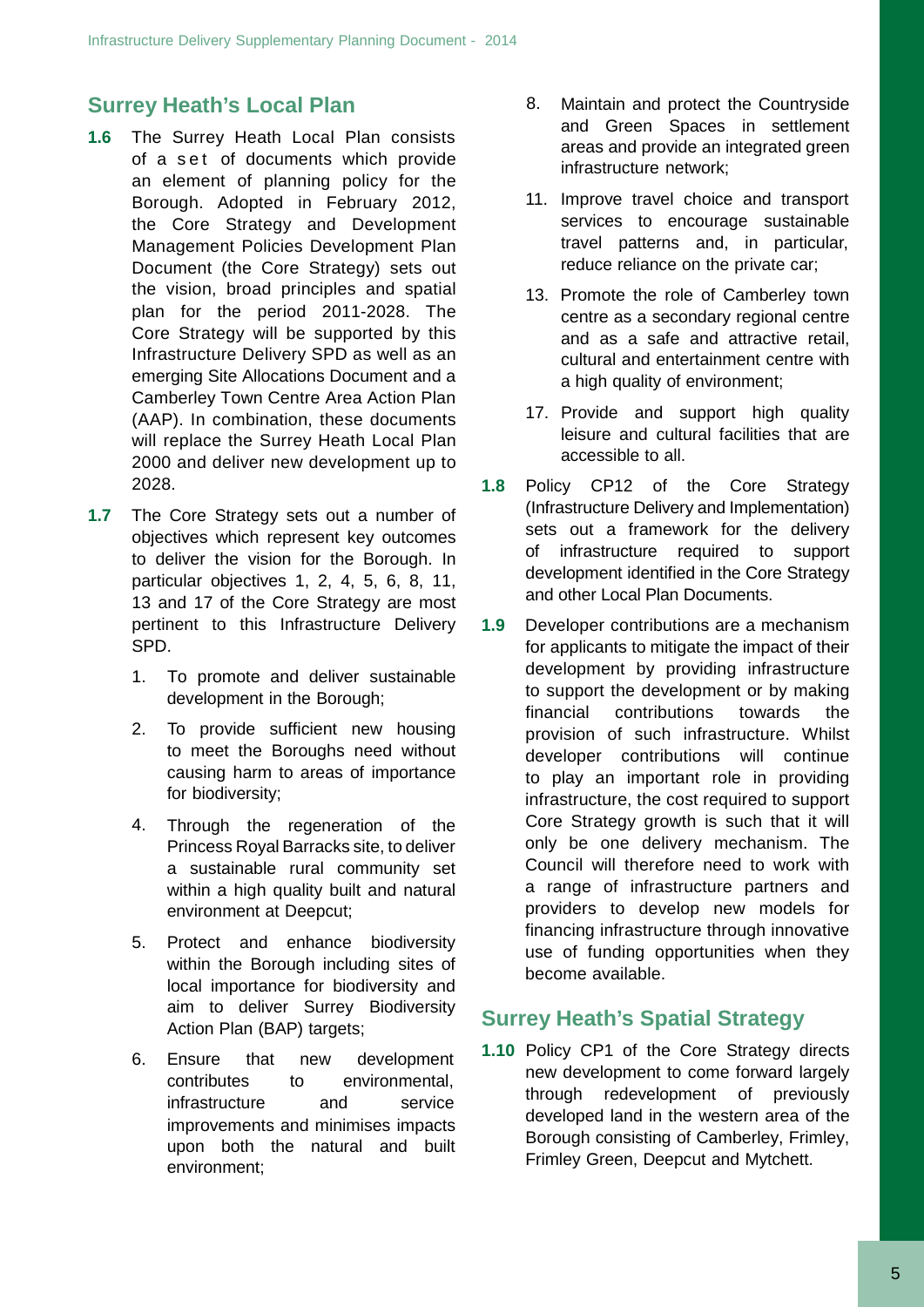## Surrey Heath's Local Plan

**1.6** The Surrey Heath Local Plan consists of a set of documents which provide an element of planning policy for the Borough. Adopted in February 2012, the Core Strategy and Development Management Policies Development Plan Document (the Core Strategy) sets out the vision, broad principles and spatial plan for the period 2011-2028. The Core Strategy will be supported by this Infrastructure Delivery SPD as well as an emerging Site Allocations Document and a Camberley Town Centre Area Action Plan (AAP). In combination, these documents will replace the Surrey Heath Local Plan 2000 and deliver new development up to 2028.

**1.7** The Core Strategy sets out a number of objectives which represent key outcomes to deliver the vision for the Borough. In particular objectives 1, 2, 4, 5, 6, 8, 11, 13 and 17 of the Core Strategy are most pertinent to this Infrastructure Delivery SPD.

1. To promote and deliver sustainable development in the Borough;
2. To provide sufficient new housing to meet the Boroughs need without causing harm to areas of importance for biodiversity;
4. Through the regeneration of the Princess Royal Barracks site, to deliver a sustainable rural community set within a high quality built and natural environment at Deepcut;
5. Protect and enhance biodiversity within the Borough including sites of local importance for biodiversity and aim to deliver Surrey Biodiversity Action Plan (BAP) targets;
6. Ensure that new development contributes to environmental, infrastructure and service improvements and minimises impacts upon both the natural and built environment;
8. Maintain and protect the Countryside and Green Spaces in settlement areas and provide an integrated green infrastructure network;
11. Improve travel choice and transport services to encourage sustainable travel patterns and, in particular, reduce reliance on the private car;
13. Promote the role of Camberley town centre as a secondary regional centre and as a safe and attractive retail, cultural and entertainment centre with a high quality of environment;
17. Provide and support high quality leisure and cultural facilities that are accessible to all.

**1.8** Policy CP12 of the Core Strategy (Infrastructure Delivery and Implementation) sets out a framework for the delivery of infrastructure required to support development identified in the Core Strategy and other Local Plan Documents.

**1.9** Developer contributions are a mechanism for applicants to mitigate the impact of their development by providing infrastructure to support the development or by making financial contributions towards the provision of such infrastructure. Whilst developer contributions will continue to play an important role in providing infrastructure, the cost required to support Core Strategy growth is such that it will only be one delivery mechanism. The Council will therefore need to work with a range of infrastructure partners and providers to develop new models for financing infrastructure through innovative use of funding opportunities when they become available.

## Surrey Heath's Spatial Strategy

**1.10** Policy CP1 of the Core Strategy directs new development to come forward largely through redevelopment of previously developed land in the western area of the Borough consisting of Camberley, Frimley, Frimley Green, Deepcut and Mytchett.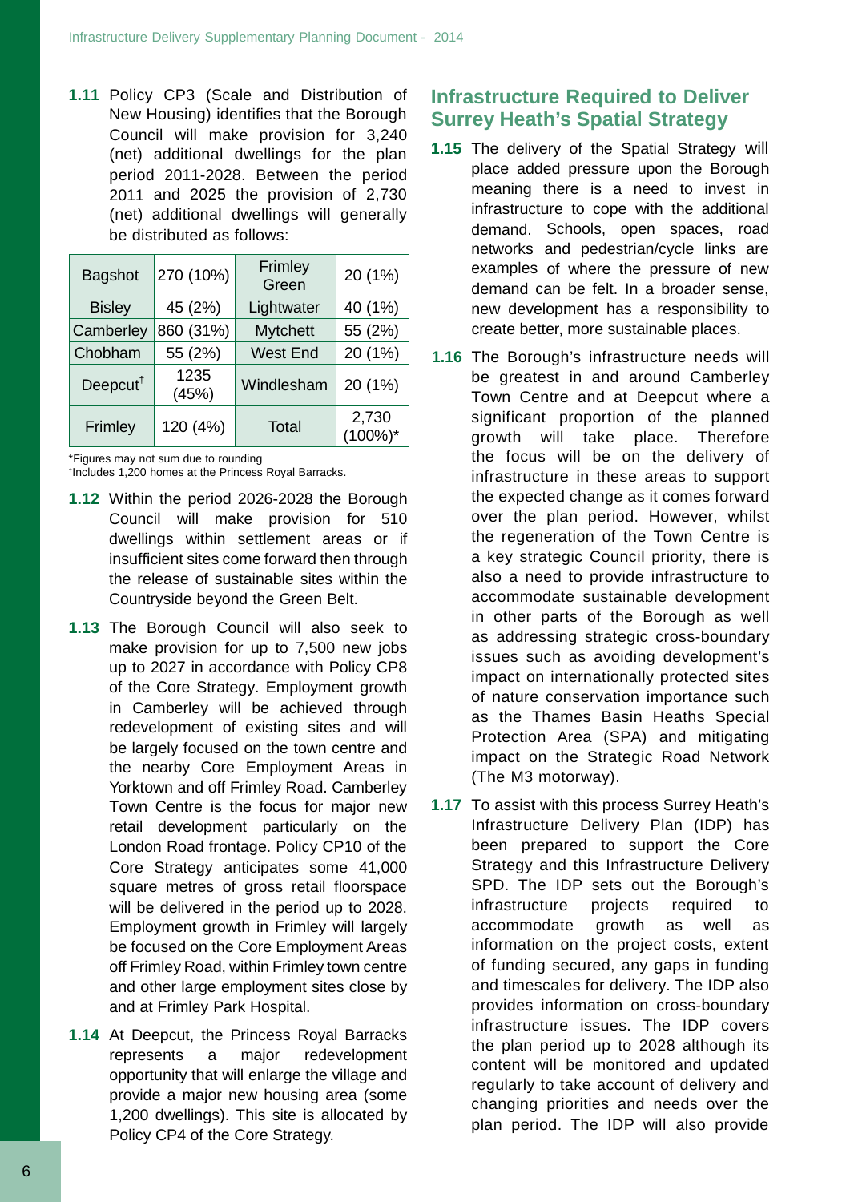**1.11** Policy CP3 (Scale and Distribution of New Housing) identifies that the Borough Council will make provision for 3,240 (net) additional dwellings for the plan period 2011-2028. Between the period 2011 and 2025 the provision of 2,730 (net) additional dwellings will generally be distributed as follows:

| Bagshot | 270 (10%) | Frimley Green | 20 (1%) |
|---|---|---|---|
| Bisley | 45 (2%) | Lightwater | 40 (1%) |
| Camberley | 860 (31%) | Mytchett | 55 (2%) |
| Chobham | 55 (2%) | West End | 20 (1%) |
| Deepcut† | 1235 (45%) | Windlesham | 20 (1%) |
| Frimley | 120 (4%) | Total | 2,730 (100%)* |

*Figures may not sum due to rounding
†Includes 1,200 homes at the Princess Royal Barracks.

**1.12** Within the period 2026-2028 the Borough Council will make provision for 510 dwellings within settlement areas or if insufficient sites come forward then through the release of sustainable sites within the Countryside beyond the Green Belt.

**1.13** The Borough Council will also seek to make provision for up to 7,500 new jobs up to 2027 in accordance with Policy CP8 of the Core Strategy. Employment growth in Camberley will be achieved through redevelopment of existing sites and will be largely focused on the town centre and the nearby Core Employment Areas in Yorktown and off Frimley Road. Camberley Town Centre is the focus for major new retail development particularly on the London Road frontage. Policy CP10 of the Core Strategy anticipates some 41,000 square metres of gross retail floorspace will be delivered in the period up to 2028. Employment growth in Frimley will largely be focused on the Core Employment Areas off Frimley Road, within Frimley town centre and other large employment sites close by and at Frimley Park Hospital.

**1.14** At Deepcut, the Princess Royal Barracks represents a major redevelopment opportunity that will enlarge the village and provide a major new housing area (some 1,200 dwellings). This site is allocated by Policy CP4 of the Core Strategy.

## Infrastructure Required to Deliver Surrey Heath's Spatial Strategy

**1.15** The delivery of the Spatial Strategy will place added pressure upon the Borough meaning there is a need to invest in infrastructure to cope with the additional demand. Schools, open spaces, road networks and pedestrian/cycle links are examples of where the pressure of new demand can be felt. In a broader sense, new development has a responsibility to create better, more sustainable places.

**1.16** The Borough's infrastructure needs will be greatest in and around Camberley Town Centre and at Deepcut where a significant proportion of the planned growth will take place. Therefore the focus will be on the delivery of infrastructure in these areas to support the expected change as it comes forward over the plan period. However, whilst the regeneration of the Town Centre is a key strategic Council priority, there is also a need to provide infrastructure to accommodate sustainable development in other parts of the Borough as well as addressing strategic cross-boundary issues such as avoiding development's impact on internationally protected sites of nature conservation importance such as the Thames Basin Heaths Special Protection Area (SPA) and mitigating impact on the Strategic Road Network (The M3 motorway).

**1.17** To assist with this process Surrey Heath's Infrastructure Delivery Plan (IDP) has been prepared to support the Core Strategy and this Infrastructure Delivery SPD. The IDP sets out the Borough's infrastructure projects required to accommodate growth as well as information on the project costs, extent of funding secured, any gaps in funding and timescales for delivery. The IDP also provides information on cross-boundary infrastructure issues. The IDP covers the plan period up to 2028 although its content will be monitored and updated regularly to take account of delivery and changing priorities and needs over the plan period. The IDP will also provide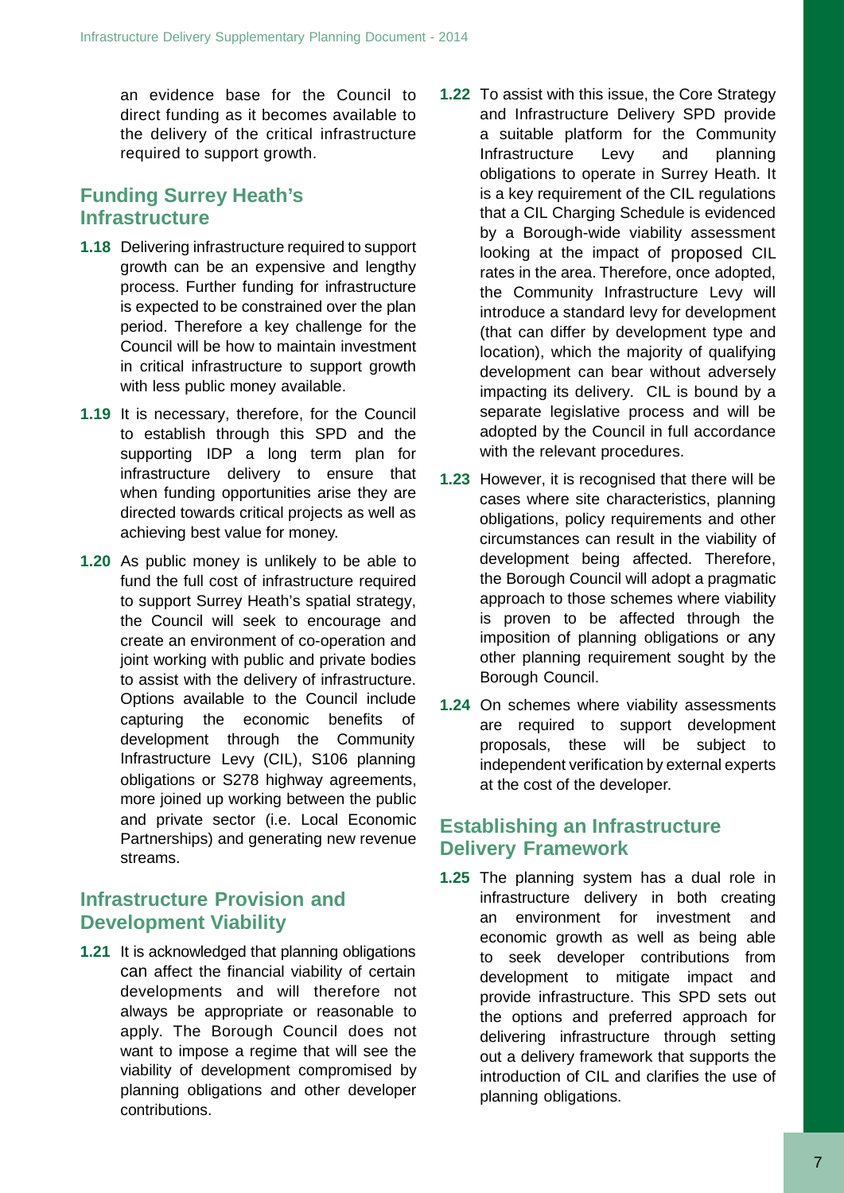an evidence base for the Council to direct funding as it becomes available to the delivery of the critical infrastructure required to support growth.

## Funding Surrey Heath's Infrastructure

**1.18** Delivering infrastructure required to support growth can be an expensive and lengthy process. Further funding for infrastructure is expected to be constrained over the plan period. Therefore a key challenge for the Council will be how to maintain investment in critical infrastructure to support growth with less public money available.

**1.19** It is necessary, therefore, for the Council to establish through this SPD and the supporting IDP a long term plan for infrastructure delivery to ensure that when funding opportunities arise they are directed towards critical projects as well as achieving best value for money.

**1.20** As public money is unlikely to be able to fund the full cost of infrastructure required to support Surrey Heath's spatial strategy, the Council will seek to encourage and create an environment of co-operation and joint working with public and private bodies to assist with the delivery of infrastructure. Options available to the Council include capturing the economic benefits of development through the Community Infrastructure Levy (CIL), S106 planning obligations or S278 highway agreements, more joined up working between the public and private sector (i.e. Local Economic Partnerships) and generating new revenue streams.

## Infrastructure Provision and Development Viability

**1.21** It is acknowledged that planning obligations can affect the financial viability of certain developments and will therefore not always be appropriate or reasonable to apply. The Borough Council does not want to impose a regime that will see the viability of development compromised by planning obligations and other developer contributions.

**1.22** To assist with this issue, the Core Strategy and Infrastructure Delivery SPD provide a suitable platform for the Community Infrastructure Levy and planning obligations to operate in Surrey Heath. It is a key requirement of the CIL regulations that a CIL Charging Schedule is evidenced by a Borough-wide viability assessment looking at the impact of proposed CIL rates in the area. Therefore, once adopted, the Community Infrastructure Levy will introduce a standard levy for development (that can differ by development type and location), which the majority of qualifying development can bear without adversely impacting its delivery. CIL is bound by a separate legislative process and will be adopted by the Council in full accordance with the relevant procedures.

**1.23** However, it is recognised that there will be cases where site characteristics, planning obligations, policy requirements and other circumstances can result in the viability of development being affected. Therefore, the Borough Council will adopt a pragmatic approach to those schemes where viability is proven to be affected through the imposition of planning obligations or any other planning requirement sought by the Borough Council.

**1.24** On schemes where viability assessments are required to support development proposals, these will be subject to independent verification by external experts at the cost of the developer.

## Establishing an Infrastructure Delivery Framework

**1.25** The planning system has a dual role in infrastructure delivery in both creating an environment for investment and economic growth as well as being able to seek developer contributions from development to mitigate impact and provide infrastructure. This SPD sets out the options and preferred approach for delivering infrastructure through setting out a delivery framework that supports the introduction of CIL and clarifies the use of planning obligations.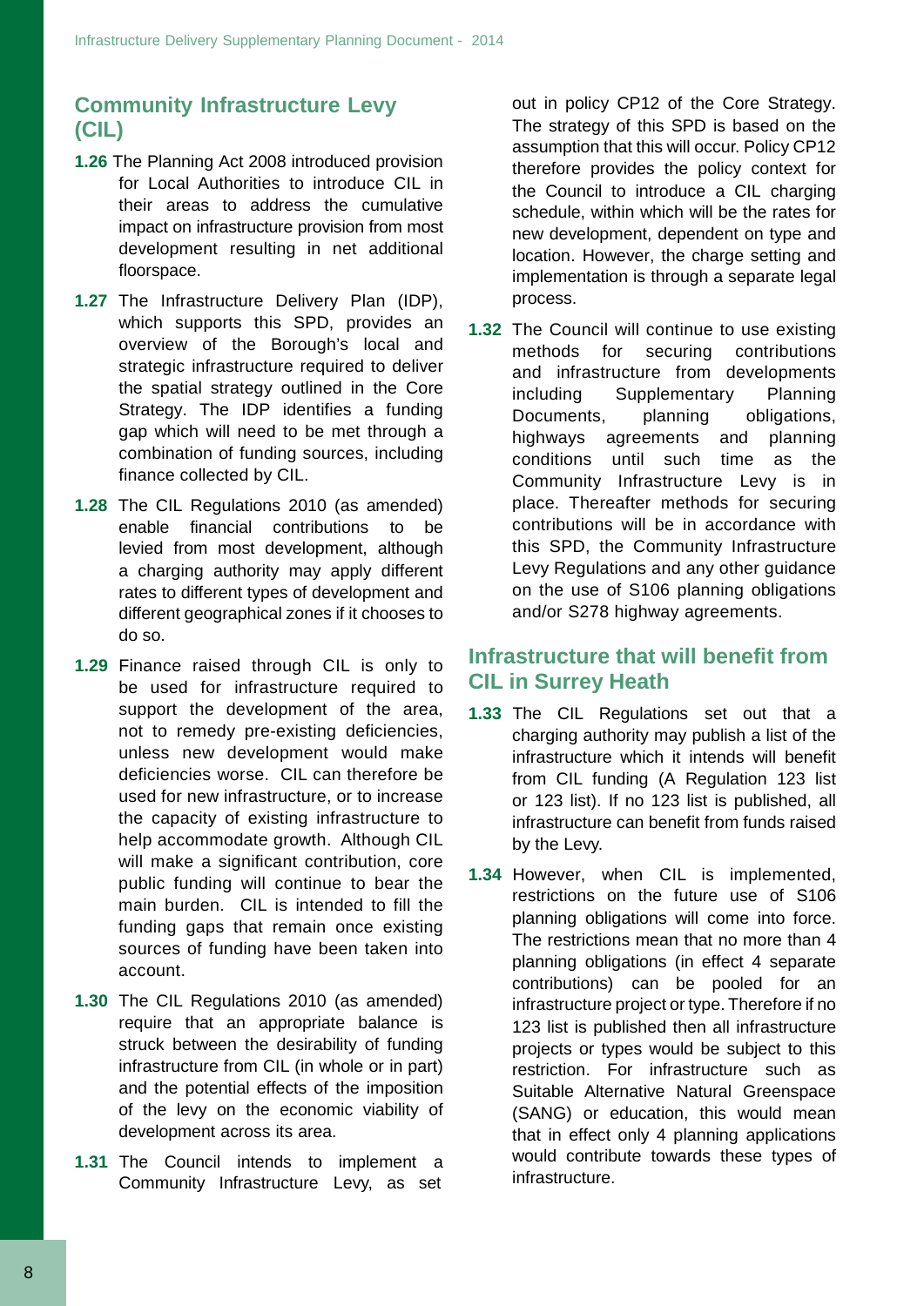## Community Infrastructure Levy (CIL)

**1.26** The Planning Act 2008 introduced provision for Local Authorities to introduce CIL in their areas to address the cumulative impact on infrastructure provision from most development resulting in net additional floorspace.

**1.27** The Infrastructure Delivery Plan (IDP), which supports this SPD, provides an overview of the Borough's local and strategic infrastructure required to deliver the spatial strategy outlined in the Core Strategy. The IDP identifies a funding gap which will need to be met through a combination of funding sources, including finance collected by CIL.

**1.28** The CIL Regulations 2010 (as amended) enable financial contributions to be levied from most development, although a charging authority may apply different rates to different types of development and different geographical zones if it chooses to do so.

**1.29** Finance raised through CIL is only to be used for infrastructure required to support the development of the area, not to remedy pre-existing deficiencies, unless new development would make deficiencies worse. CIL can therefore be used for new infrastructure, or to increase the capacity of existing infrastructure to help accommodate growth. Although CIL will make a significant contribution, core public funding will continue to bear the main burden. CIL is intended to fill the funding gaps that remain once existing sources of funding have been taken into account.

**1.30** The CIL Regulations 2010 (as amended) require that an appropriate balance is struck between the desirability of funding infrastructure from CIL (in whole or in part) and the potential effects of the imposition of the levy on the economic viability of development across its area.

**1.31** The Council intends to implement a Community Infrastructure Levy, as set out in policy CP12 of the Core Strategy. The strategy of this SPD is based on the assumption that this will occur. Policy CP12 therefore provides the policy context for the Council to introduce a CIL charging schedule, within which will be the rates for new development, dependent on type and location. However, the charge setting and implementation is through a separate legal process.

**1.32** The Council will continue to use existing methods for securing contributions and infrastructure from developments including Supplementary Planning Documents, planning obligations, highways agreements and planning conditions until such time as the Community Infrastructure Levy is in place. Thereafter methods for securing contributions will be in accordance with this SPD, the Community Infrastructure Levy Regulations and any other guidance on the use of S106 planning obligations and/or S278 highway agreements.

## Infrastructure that will benefit from CIL in Surrey Heath

**1.33** The CIL Regulations set out that a charging authority may publish a list of the infrastructure which it intends will benefit from CIL funding (A Regulation 123 list or 123 list). If no 123 list is published, all infrastructure can benefit from funds raised by the Levy.

**1.34** However, when CIL is implemented, restrictions on the future use of S106 planning obligations will come into force. The restrictions mean that no more than 4 planning obligations (in effect 4 separate contributions) can be pooled for an infrastructure project or type. Therefore if no 123 list is published then all infrastructure projects or types would be subject to this restriction. For infrastructure such as Suitable Alternative Natural Greenspace (SANG) or education, this would mean that in effect only 4 planning applications would contribute towards these types of infrastructure.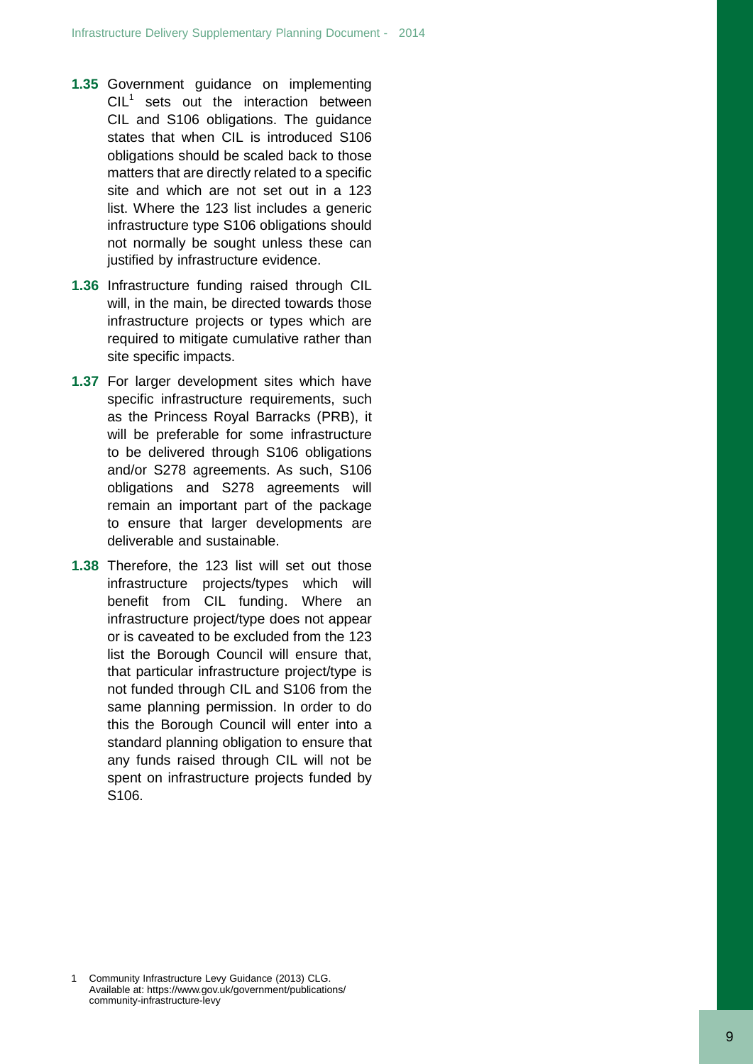**1.35** Government guidance on implementing CIL[1] sets out the interaction between CIL and S106 obligations. The guidance states that when CIL is introduced S106 obligations should be scaled back to those matters that are directly related to a specific site and which are not set out in a 123 list. Where the 123 list includes a generic infrastructure type S106 obligations should not normally be sought unless these can justified by infrastructure evidence.

**1.36** Infrastructure funding raised through CIL will, in the main, be directed towards those infrastructure projects or types which are required to mitigate cumulative rather than site specific impacts.

**1.37** For larger development sites which have specific infrastructure requirements, such as the Princess Royal Barracks (PRB), it will be preferable for some infrastructure to be delivered through S106 obligations and/or S278 agreements. As such, S106 obligations and S278 agreements will remain an important part of the package to ensure that larger developments are deliverable and sustainable.

**1.38** Therefore, the 123 list will set out those infrastructure projects/types which will benefit from CIL funding. Where an infrastructure project/type does not appear or is caveated to be excluded from the 123 list the Borough Council will ensure that, that particular infrastructure project/type is not funded through CIL and S106 from the same planning permission. In order to do this the Borough Council will enter into a standard planning obligation to ensure that any funds raised through CIL will not be spent on infrastructure projects funded by S106.

1 Community Infrastructure Levy Guidance (2013) CLG. Available at: https://www.gov.uk/government/publications/community-infrastructure-levy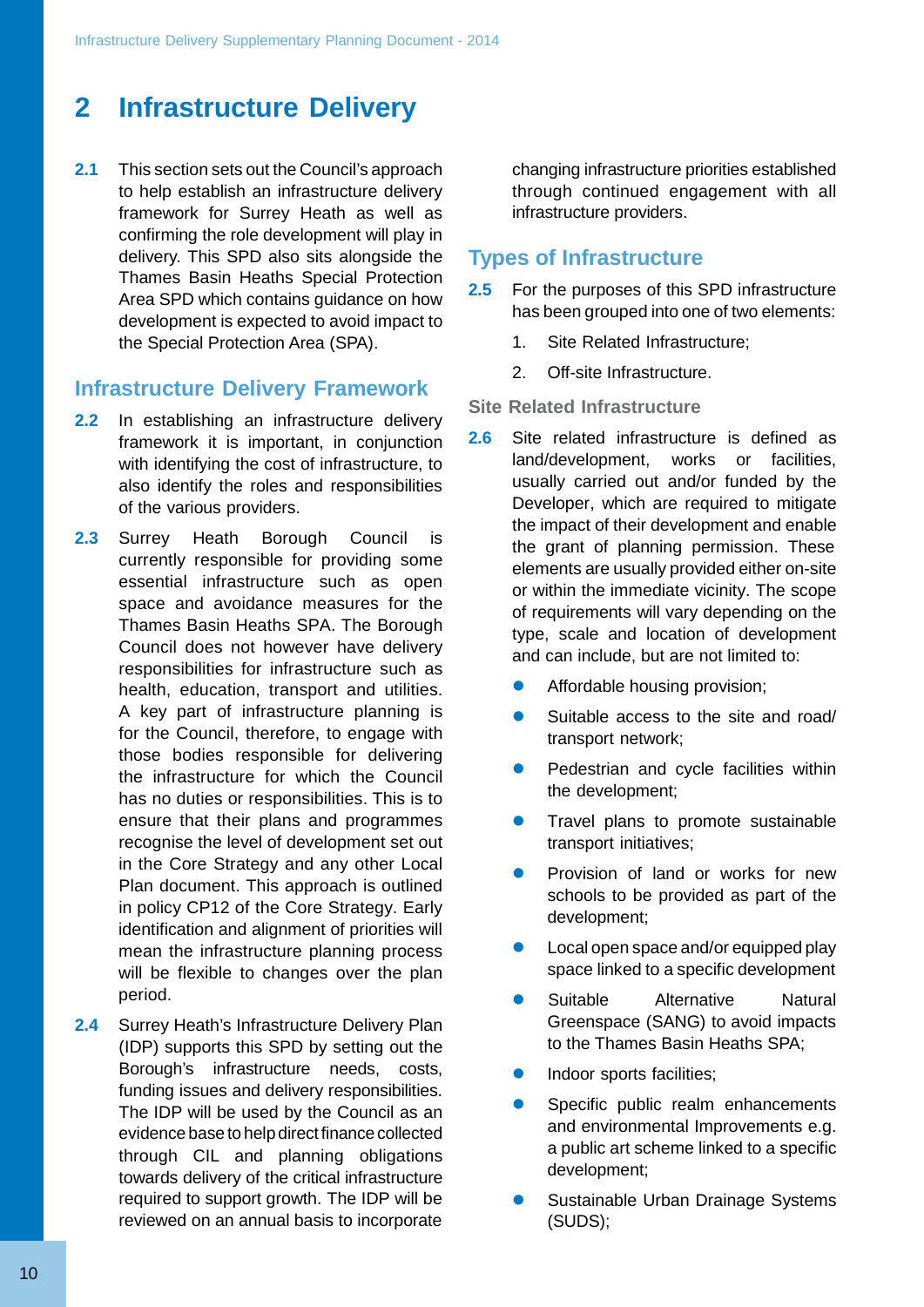# 2 Infrastructure Delivery

**2.1** This section sets out the Council's approach to help establish an infrastructure delivery framework for Surrey Heath as well as confirming the role development will play in delivery. This SPD also sits alongside the Thames Basin Heaths Special Protection Area SPD which contains guidance on how development is expected to avoid impact to the Special Protection Area (SPA).

## Infrastructure Delivery Framework

**2.2** In establishing an infrastructure delivery framework it is important, in conjunction with identifying the cost of infrastructure, to also identify the roles and responsibilities of the various providers.

**2.3** Surrey Heath Borough Council is currently responsible for providing some essential infrastructure such as open space and avoidance measures for the Thames Basin Heaths SPA. The Borough Council does not however have delivery responsibilities for infrastructure such as health, education, transport and utilities. A key part of infrastructure planning is for the Council, therefore, to engage with those bodies responsible for delivering the infrastructure for which the Council has no duties or responsibilities. This is to ensure that their plans and programmes recognise the level of development set out in the Core Strategy and any other Local Plan document. This approach is outlined in policy CP12 of the Core Strategy. Early identification and alignment of priorities will mean the infrastructure planning process will be flexible to changes over the plan period.

**2.4** Surrey Heath's Infrastructure Delivery Plan (IDP) supports this SPD by setting out the Borough's infrastructure needs, costs, funding issues and delivery responsibilities. The IDP will be used by the Council as an evidence base to help direct finance collected through CIL and planning obligations towards delivery of the critical infrastructure required to support growth. The IDP will be reviewed on an annual basis to incorporate changing infrastructure priorities established through continued engagement with all infrastructure providers.

## Types of Infrastructure

**2.5** For the purposes of this SPD infrastructure has been grouped into one of two elements:

1. Site Related Infrastructure;
2. Off-site Infrastructure.

### Site Related Infrastructure

**2.6** Site related infrastructure is defined as land/development, works or facilities, usually carried out and/or funded by the Developer, which are required to mitigate the impact of their development and enable the grant of planning permission. These elements are usually provided either on-site or within the immediate vicinity. The scope of requirements will vary depending on the type, scale and location of development and can include, but are not limited to:

- Affordable housing provision;
- Suitable access to the site and road/ transport network;
- Pedestrian and cycle facilities within the development;
- Travel plans to promote sustainable transport initiatives;
- Provision of land or works for new schools to be provided as part of the development;
- Local open space and/or equipped play space linked to a specific development
- Suitable Alternative Natural Greenspace (SANG) to avoid impacts to the Thames Basin Heaths SPA;
- Indoor sports facilities;
- Specific public realm enhancements and environmental Improvements e.g. a public art scheme linked to a specific development;
- Sustainable Urban Drainage Systems (SUDS);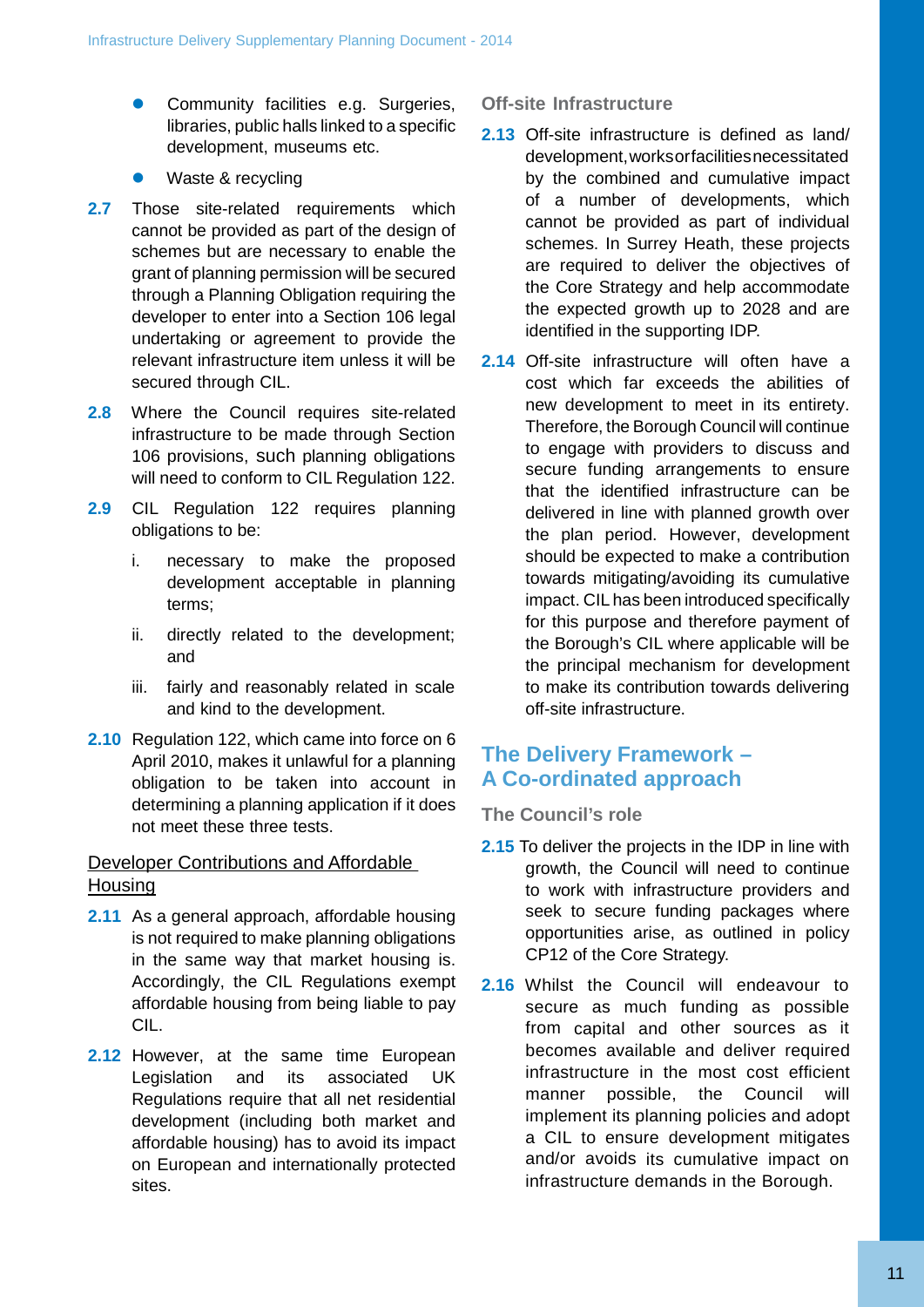- Community facilities e.g. Surgeries, libraries, public halls linked to a specific development, museums etc.
- Waste & recycling

**2.7** Those site-related requirements which cannot be provided as part of the design of schemes but are necessary to enable the grant of planning permission will be secured through a Planning Obligation requiring the developer to enter into a Section 106 legal undertaking or agreement to provide the relevant infrastructure item unless it will be secured through CIL.

**2.8** Where the Council requires site-related infrastructure to be made through Section 106 provisions, such planning obligations will need to conform to CIL Regulation 122.

**2.9** CIL Regulation 122 requires planning obligations to be:

i. necessary to make the proposed development acceptable in planning terms;

ii. directly related to the development; and

iii. fairly and reasonably related in scale and kind to the development.

**2.10** Regulation 122, which came into force on 6 April 2010, makes it unlawful for a planning obligation to be taken into account in determining a planning application if it does not meet these three tests.

<u>Developer Contributions and Affordable Housing</u>

**2.11** As a general approach, affordable housing is not required to make planning obligations in the same way that market housing is. Accordingly, the CIL Regulations exempt affordable housing from being liable to pay CIL.

**2.12** However, at the same time European Legislation and its associated UK Regulations require that all net residential development (including both market and affordable housing) has to avoid its impact on European and internationally protected sites.

### Off-site Infrastructure

**2.13** Off-site infrastructure is defined as land/ development, works or facilities necessitated by the combined and cumulative impact of a number of developments, which cannot be provided as part of individual schemes. In Surrey Heath, these projects are required to deliver the objectives of the Core Strategy and help accommodate the expected growth up to 2028 and are identified in the supporting IDP.

**2.14** Off-site infrastructure will often have a cost which far exceeds the abilities of new development to meet in its entirety. Therefore, the Borough Council will continue to engage with providers to discuss and secure funding arrangements to ensure that the identified infrastructure can be delivered in line with planned growth over the plan period. However, development should be expected to make a contribution towards mitigating/avoiding its cumulative impact. CIL has been introduced specifically for this purpose and therefore payment of the Borough's CIL where applicable will be the principal mechanism for development to make its contribution towards delivering off-site infrastructure.

## The Delivery Framework – A Co-ordinated approach

### The Council's role

**2.15** To deliver the projects in the IDP in line with growth, the Council will need to continue to work with infrastructure providers and seek to secure funding packages where opportunities arise, as outlined in policy CP12 of the Core Strategy.

**2.16** Whilst the Council will endeavour to secure as much funding as possible from capital and other sources as it becomes available and deliver required infrastructure in the most cost efficient manner possible, the Council will implement its planning policies and adopt a CIL to ensure development mitigates and/or avoids its cumulative impact on infrastructure demands in the Borough.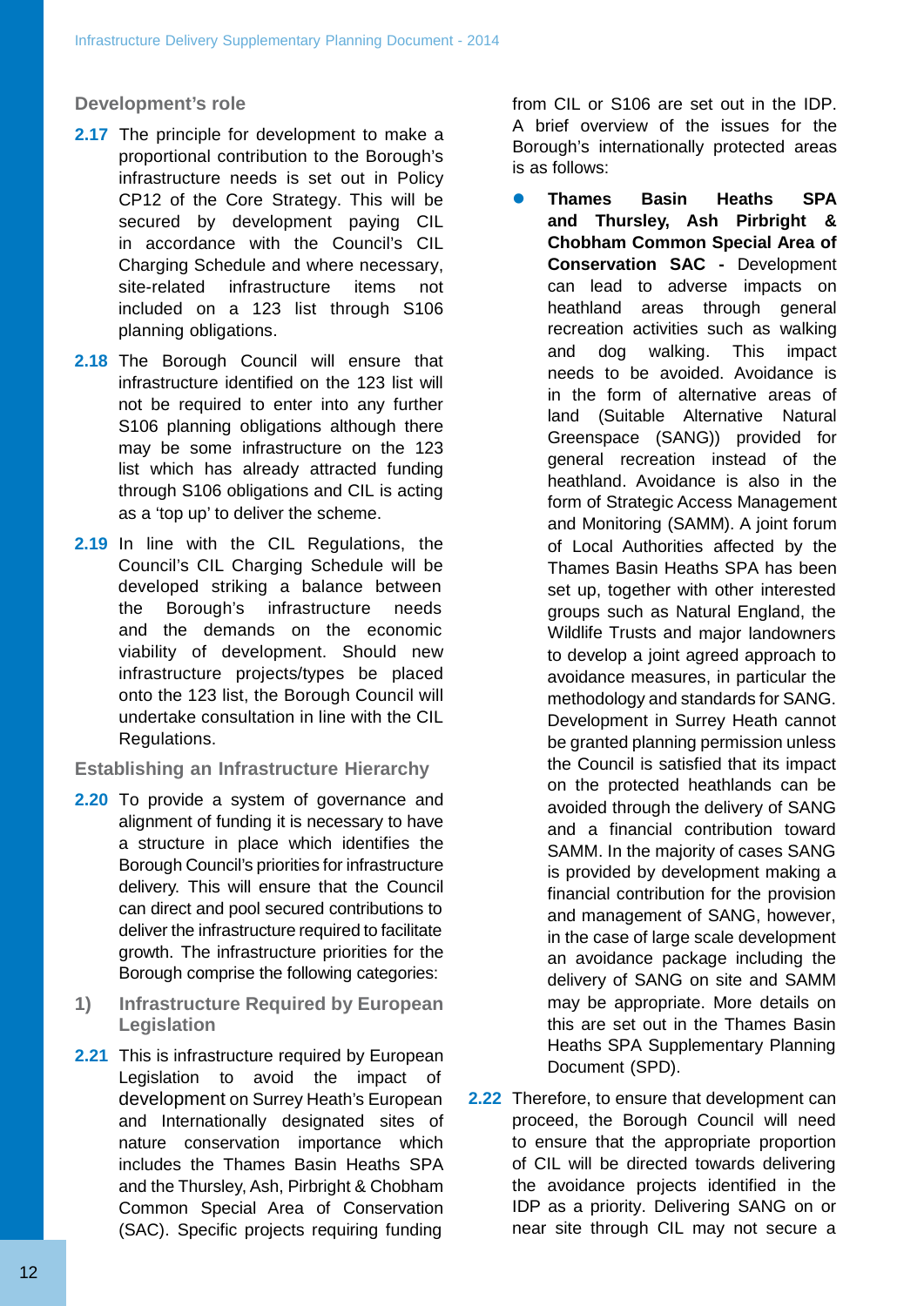### Development's role

**2.17** The principle for development to make a proportional contribution to the Borough's infrastructure needs is set out in Policy CP12 of the Core Strategy. This will be secured by development paying CIL in accordance with the Council's CIL Charging Schedule and where necessary, site-related infrastructure items not included on a 123 list through S106 planning obligations.

**2.18** The Borough Council will ensure that infrastructure identified on the 123 list will not be required to enter into any further S106 planning obligations although there may be some infrastructure on the 123 list which has already attracted funding through S106 obligations and CIL is acting as a 'top up' to deliver the scheme.

**2.19** In line with the CIL Regulations, the Council's CIL Charging Schedule will be developed striking a balance between the Borough's infrastructure needs and the demands on the economic viability of development. Should new infrastructure projects/types be placed onto the 123 list, the Borough Council will undertake consultation in line with the CIL Regulations.

### Establishing an Infrastructure Hierarchy

**2.20** To provide a system of governance and alignment of funding it is necessary to have a structure in place which identifies the Borough Council's priorities for infrastructure delivery. This will ensure that the Council can direct and pool secured contributions to deliver the infrastructure required to facilitate growth. The infrastructure priorities for the Borough comprise the following categories:

#### 1) Infrastructure Required by European Legislation

**2.21** This is infrastructure required by European Legislation to avoid the impact of development on Surrey Heath's European and Internationally designated sites of nature conservation importance which includes the Thames Basin Heaths SPA and the Thursley, Ash, Pirbright & Chobham Common Special Area of Conservation (SAC). Specific projects requiring funding from CIL or S106 are set out in the IDP. A brief overview of the issues for the Borough's internationally protected areas is as follows:

- **Thames Basin Heaths SPA and Thursley, Ash Pirbright & Chobham Common Special Area of Conservation SAC -** Development can lead to adverse impacts on heathland areas through general recreation activities such as walking and dog walking. This impact needs to be avoided. Avoidance is in the form of alternative areas of land (Suitable Alternative Natural Greenspace (SANG)) provided for general recreation instead of the heathland. Avoidance is also in the form of Strategic Access Management and Monitoring (SAMM). A joint forum of Local Authorities affected by the Thames Basin Heaths SPA has been set up, together with other interested groups such as Natural England, the Wildlife Trusts and major landowners to develop a joint agreed approach to avoidance measures, in particular the methodology and standards for SANG. Development in Surrey Heath cannot be granted planning permission unless the Council is satisfied that its impact on the protected heathlands can be avoided through the delivery of SANG and a financial contribution toward SAMM. In the majority of cases SANG is provided by development making a financial contribution for the provision and management of SANG, however, in the case of large scale development an avoidance package including the delivery of SANG on site and SAMM may be appropriate. More details on this are set out in the Thames Basin Heaths SPA Supplementary Planning Document (SPD).

**2.22** Therefore, to ensure that development can proceed, the Borough Council will need to ensure that the appropriate proportion of CIL will be directed towards delivering the avoidance projects identified in the IDP as a priority. Delivering SANG on or near site through CIL may not secure a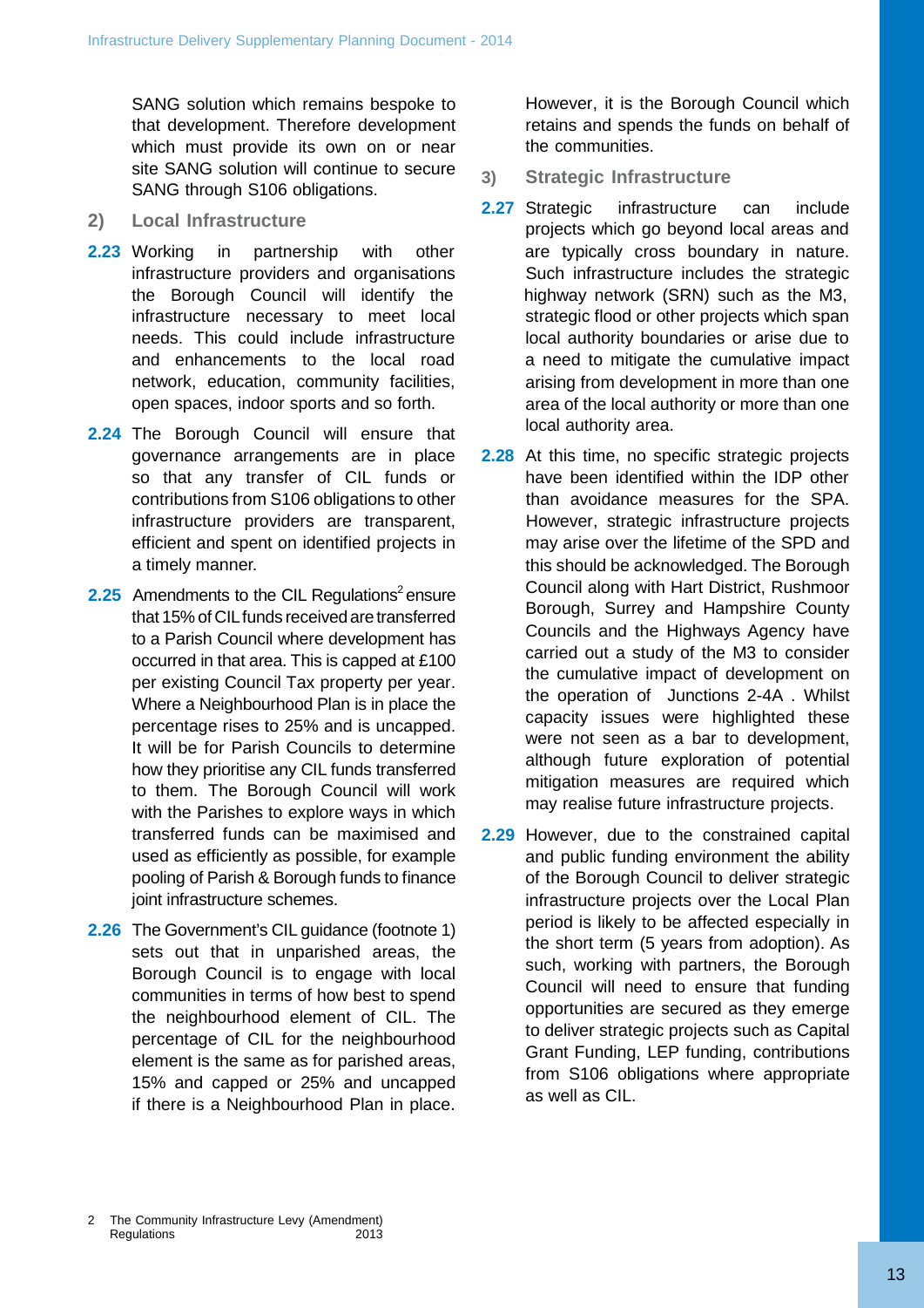SANG solution which remains bespoke to that development. Therefore development which must provide its own on or near site SANG solution will continue to secure SANG through S106 obligations.

## 2) Local Infrastructure

**2.23** Working in partnership with other infrastructure providers and organisations the Borough Council will identify the infrastructure necessary to meet local needs. This could include infrastructure and enhancements to the local road network, education, community facilities, open spaces, indoor sports and so forth.

**2.24** The Borough Council will ensure that governance arrangements are in place so that any transfer of CIL funds or contributions from S106 obligations to other infrastructure providers are transparent, efficient and spent on identified projects in a timely manner.

**2.25** Amendments to the CIL Regulations[2] ensure that 15% of CIL funds received are transferred to a Parish Council where development has occurred in that area. This is capped at £100 per existing Council Tax property per year. Where a Neighbourhood Plan is in place the percentage rises to 25% and is uncapped. It will be for Parish Councils to determine how they prioritise any CIL funds transferred to them. The Borough Council will work with the Parishes to explore ways in which transferred funds can be maximised and used as efficiently as possible, for example pooling of Parish & Borough funds to finance joint infrastructure schemes.

**2.26** The Government's CIL guidance (footnote 1) sets out that in unparished areas, the Borough Council is to engage with local communities in terms of how best to spend the neighbourhood element of CIL. The percentage of CIL for the neighbourhood element is the same as for parished areas, 15% and capped or 25% and uncapped if there is a Neighbourhood Plan in place. However, it is the Borough Council which retains and spends the funds on behalf of the communities.

## 3) Strategic Infrastructure

**2.27** Strategic infrastructure can include projects which go beyond local areas and are typically cross boundary in nature. Such infrastructure includes the strategic highway network (SRN) such as the M3, strategic flood or other projects which span local authority boundaries or arise due to a need to mitigate the cumulative impact arising from development in more than one area of the local authority or more than one local authority area.

**2.28** At this time, no specific strategic projects have been identified within the IDP other than avoidance measures for the SPA. However, strategic infrastructure projects may arise over the lifetime of the SPD and this should be acknowledged. The Borough Council along with Hart District, Rushmoor Borough, Surrey and Hampshire County Councils and the Highways Agency have carried out a study of the M3 to consider the cumulative impact of development on the operation of Junctions 2-4A . Whilst capacity issues were highlighted these were not seen as a bar to development, although future exploration of potential mitigation measures are required which may realise future infrastructure projects.

**2.29** However, due to the constrained capital and public funding environment the ability of the Borough Council to deliver strategic infrastructure projects over the Local Plan period is likely to be affected especially in the short term (5 years from adoption). As such, working with partners, the Borough Council will need to ensure that funding opportunities are secured as they emerge to deliver strategic projects such as Capital Grant Funding, LEP funding, contributions from S106 obligations where appropriate as well as CIL.

---

2 The Community Infrastructure Levy (Amendment) Regulations 2013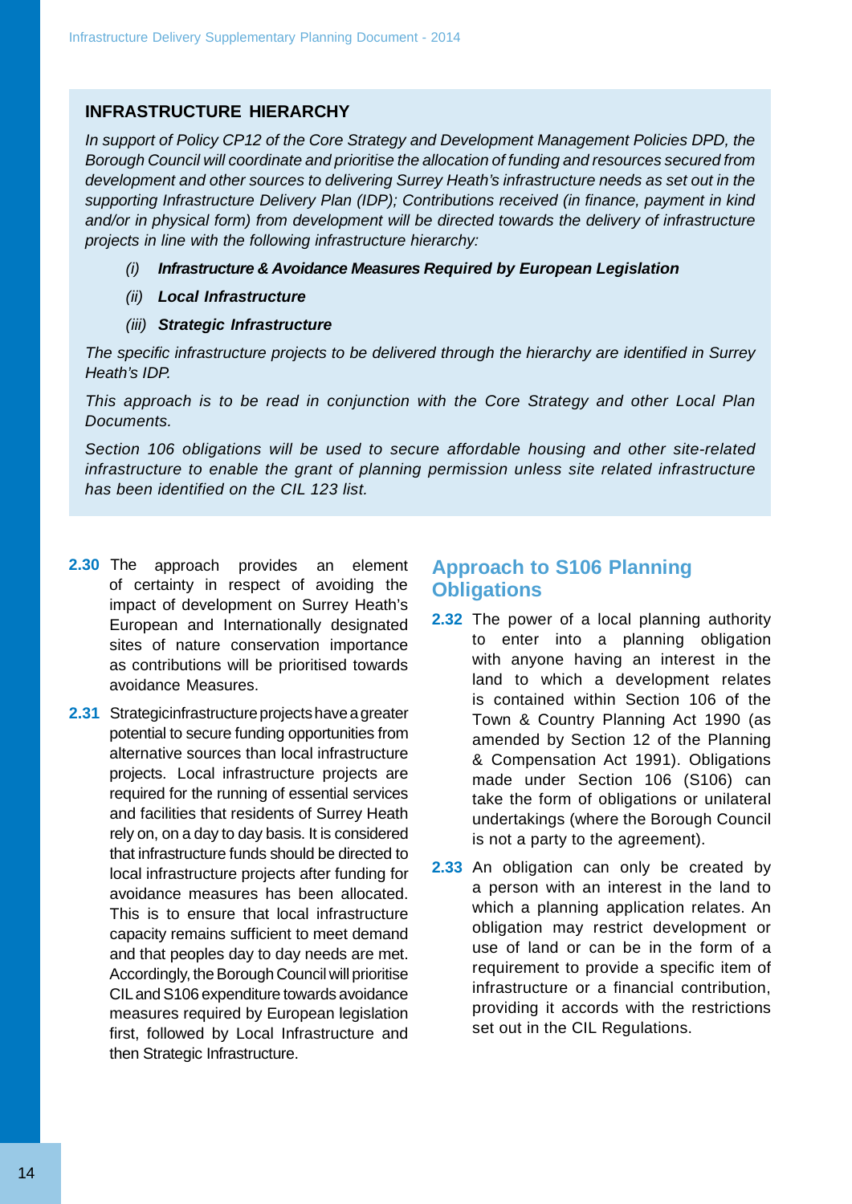## INFRASTRUCTURE HIERARCHY

*In support of Policy CP12 of the Core Strategy and Development Management Policies DPD, the Borough Council will coordinate and prioritise the allocation of funding and resources secured from development and other sources to delivering Surrey Heath's infrastructure needs as set out in the supporting Infrastructure Delivery Plan (IDP); Contributions received (in finance, payment in kind and/or in physical form) from development will be directed towards the delivery of infrastructure projects in line with the following infrastructure hierarchy:*

*(i)* ***Infrastructure & Avoidance Measures Required by European Legislation***

*(ii)* ***Local Infrastructure***

*(iii)* ***Strategic Infrastructure***

*The specific infrastructure projects to be delivered through the hierarchy are identified in Surrey Heath's IDP.*

*This approach is to be read in conjunction with the Core Strategy and other Local Plan Documents.*

*Section 106 obligations will be used to secure affordable housing and other site-related infrastructure to enable the grant of planning permission unless site related infrastructure has been identified on the CIL 123 list.*

**2.30** The approach provides an element of certainty in respect of avoiding the impact of development on Surrey Heath's European and Internationally designated sites of nature conservation importance as contributions will be prioritised towards avoidance Measures.

**2.31** Strategic infrastructure projects have a greater potential to secure funding opportunities from alternative sources than local infrastructure projects. Local infrastructure projects are required for the running of essential services and facilities that residents of Surrey Heath rely on, on a day to day basis. It is considered that infrastructure funds should be directed to local infrastructure projects after funding for avoidance measures has been allocated. This is to ensure that local infrastructure capacity remains sufficient to meet demand and that peoples day to day needs are met. Accordingly, the Borough Council will prioritise CIL and S106 expenditure towards avoidance measures required by European legislation first, followed by Local Infrastructure and then Strategic Infrastructure.

## Approach to S106 Planning Obligations

**2.32** The power of a local planning authority to enter into a planning obligation with anyone having an interest in the land to which a development relates is contained within Section 106 of the Town & Country Planning Act 1990 (as amended by Section 12 of the Planning & Compensation Act 1991). Obligations made under Section 106 (S106) can take the form of obligations or unilateral undertakings (where the Borough Council is not a party to the agreement).

**2.33** An obligation can only be created by a person with an interest in the land to which a planning application relates. An obligation may restrict development or use of land or can be in the form of a requirement to provide a specific item of infrastructure or a financial contribution, providing it accords with the restrictions set out in the CIL Regulations.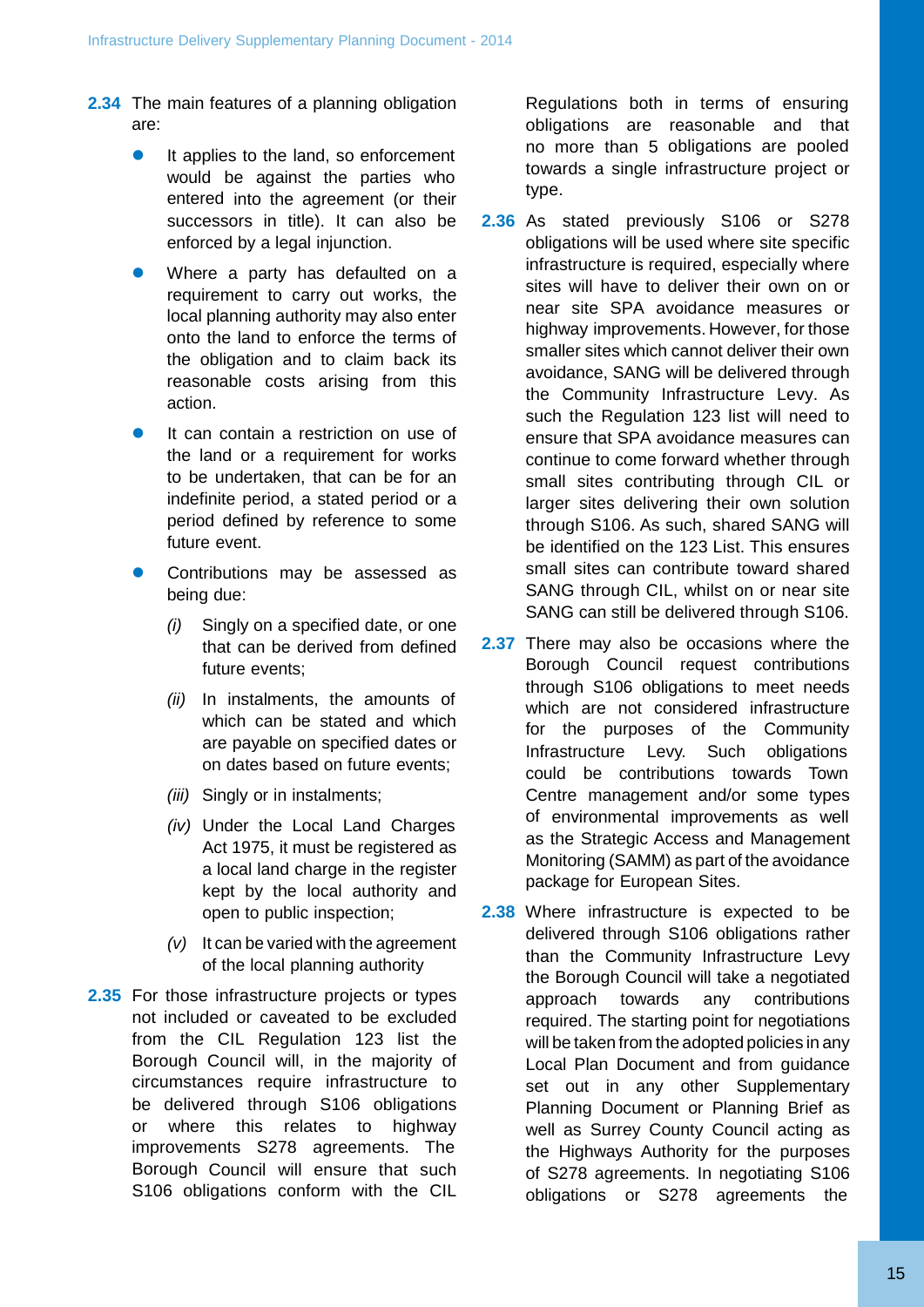**2.34** The main features of a planning obligation are:

- It applies to the land, so enforcement would be against the parties who entered into the agreement (or their successors in title). It can also be enforced by a legal injunction.
- Where a party has defaulted on a requirement to carry out works, the local planning authority may also enter onto the land to enforce the terms of the obligation and to claim back its reasonable costs arising from this action.
- It can contain a restriction on use of the land or a requirement for works to be undertaken, that can be for an indefinite period, a stated period or a period defined by reference to some future event.
- Contributions may be assessed as being due:
  - *(i)* Singly on a specified date, or one that can be derived from defined future events;
  - *(ii)* In instalments, the amounts of which can be stated and which are payable on specified dates or on dates based on future events;
  - *(iii)* Singly or in instalments;
  - *(iv)* Under the Local Land Charges Act 1975, it must be registered as a local land charge in the register kept by the local authority and open to public inspection;
  - *(v)* It can be varied with the agreement of the local planning authority

**2.35** For those infrastructure projects or types not included or caveated to be excluded from the CIL Regulation 123 list the Borough Council will, in the majority of circumstances require infrastructure to be delivered through S106 obligations or where this relates to highway improvements S278 agreements. The Borough Council will ensure that such S106 obligations conform with the CIL Regulations both in terms of ensuring obligations are reasonable and that no more than 5 obligations are pooled towards a single infrastructure project or type.

**2.36** As stated previously S106 or S278 obligations will be used where site specific infrastructure is required, especially where sites will have to deliver their own on or near site SPA avoidance measures or highway improvements. However, for those smaller sites which cannot deliver their own avoidance, SANG will be delivered through the Community Infrastructure Levy. As such the Regulation 123 list will need to ensure that SPA avoidance measures can continue to come forward whether through small sites contributing through CIL or larger sites delivering their own solution through S106. As such, shared SANG will be identified on the 123 List. This ensures small sites can contribute toward shared SANG through CIL, whilst on or near site SANG can still be delivered through S106.

**2.37** There may also be occasions where the Borough Council request contributions through S106 obligations to meet needs which are not considered infrastructure for the purposes of the Community Infrastructure Levy. Such obligations could be contributions towards Town Centre management and/or some types of environmental improvements as well as the Strategic Access and Management Monitoring (SAMM) as part of the avoidance package for European Sites.

**2.38** Where infrastructure is expected to be delivered through S106 obligations rather than the Community Infrastructure Levy the Borough Council will take a negotiated approach towards any contributions required. The starting point for negotiations will be taken from the adopted policies in any Local Plan Document and from guidance set out in any other Supplementary Planning Document or Planning Brief as well as Surrey County Council acting as the Highways Authority for the purposes of S278 agreements. In negotiating S106 obligations or S278 agreements the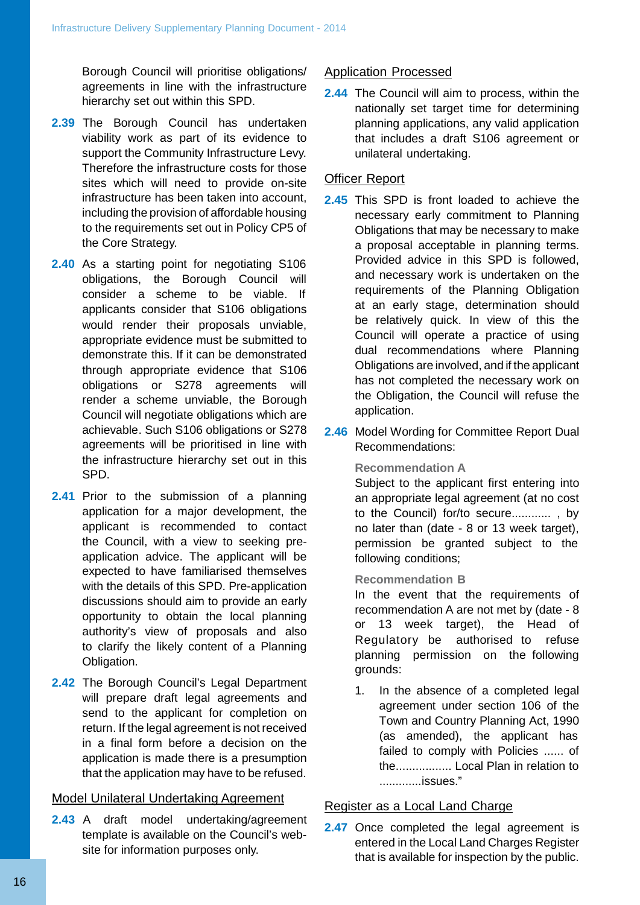Borough Council will prioritise obligations/agreements in line with the infrastructure hierarchy set out within this SPD.

**2.39** The Borough Council has undertaken viability work as part of its evidence to support the Community Infrastructure Levy. Therefore the infrastructure costs for those sites which will need to provide on-site infrastructure has been taken into account, including the provision of affordable housing to the requirements set out in Policy CP5 of the Core Strategy.

**2.40** As a starting point for negotiating S106 obligations, the Borough Council will consider a scheme to be viable. If applicants consider that S106 obligations would render their proposals unviable, appropriate evidence must be submitted to demonstrate this. If it can be demonstrated through appropriate evidence that S106 obligations or S278 agreements will render a scheme unviable, the Borough Council will negotiate obligations which are achievable. Such S106 obligations or S278 agreements will be prioritised in line with the infrastructure hierarchy set out in this SPD.

**2.41** Prior to the submission of a planning application for a major development, the applicant is recommended to contact the Council, with a view to seeking pre-application advice. The applicant will be expected to have familiarised themselves with the details of this SPD. Pre-application discussions should aim to provide an early opportunity to obtain the local planning authority's view of proposals and also to clarify the likely content of a Planning Obligation.

**2.42** The Borough Council's Legal Department will prepare draft legal agreements and send to the applicant for completion on return. If the legal agreement is not received in a final form before a decision on the application is made there is a presumption that the application may have to be refused.

## Model Unilateral Undertaking Agreement

**2.43** A draft model undertaking/agreement template is available on the Council's web-site for information purposes only.

## Application Processed

**2.44** The Council will aim to process, within the nationally set target time for determining planning applications, any valid application that includes a draft S106 agreement or unilateral undertaking.

## Officer Report

**2.45** This SPD is front loaded to achieve the necessary early commitment to Planning Obligations that may be necessary to make a proposal acceptable in planning terms. Provided advice in this SPD is followed, and necessary work is undertaken on the requirements of the Planning Obligation at an early stage, determination should be relatively quick. In view of this the Council will operate a practice of using dual recommendations where Planning Obligations are involved, and if the applicant has not completed the necessary work on the Obligation, the Council will refuse the application.

**2.46** Model Wording for Committee Report Dual Recommendations:

**Recommendation A**

Subject to the applicant first entering into an appropriate legal agreement (at no cost to the Council) for/to secure............ , by no later than (date - 8 or 13 week target), permission be granted subject to the following conditions;

**Recommendation B**

In the event that the requirements of recommendation A are not met by (date - 8 or 13 week target), the Head of Regulatory be authorised to refuse planning permission on the following grounds:

1. In the absence of a completed legal agreement under section 106 of the Town and Country Planning Act, 1990 (as amended), the applicant has failed to comply with Policies ...... of the................. Local Plan in relation to .............issues."

## Register as a Local Land Charge

**2.47** Once completed the legal agreement is entered in the Local Land Charges Register that is available for inspection by the public.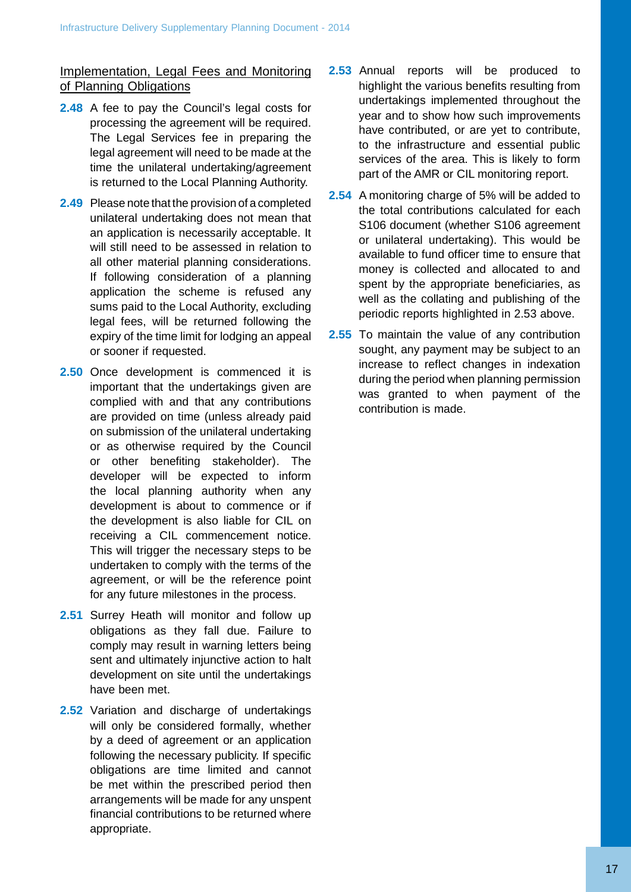## Implementation, Legal Fees and Monitoring of Planning Obligations

**2.48** A fee to pay the Council's legal costs for processing the agreement will be required. The Legal Services fee in preparing the legal agreement will need to be made at the time the unilateral undertaking/agreement is returned to the Local Planning Authority.

**2.49** Please note that the provision of a completed unilateral undertaking does not mean that an application is necessarily acceptable. It will still need to be assessed in relation to all other material planning considerations. If following consideration of a planning application the scheme is refused any sums paid to the Local Authority, excluding legal fees, will be returned following the expiry of the time limit for lodging an appeal or sooner if requested.

**2.50** Once development is commenced it is important that the undertakings given are complied with and that any contributions are provided on time (unless already paid on submission of the unilateral undertaking or as otherwise required by the Council or other benefiting stakeholder). The developer will be expected to inform the local planning authority when any development is about to commence or if the development is also liable for CIL on receiving a CIL commencement notice. This will trigger the necessary steps to be undertaken to comply with the terms of the agreement, or will be the reference point for any future milestones in the process.

**2.51** Surrey Heath will monitor and follow up obligations as they fall due. Failure to comply may result in warning letters being sent and ultimately injunctive action to halt development on site until the undertakings have been met.

**2.52** Variation and discharge of undertakings will only be considered formally, whether by a deed of agreement or an application following the necessary publicity. If specific obligations are time limited and cannot be met within the prescribed period then arrangements will be made for any unspent financial contributions to be returned where appropriate.

**2.53** Annual reports will be produced to highlight the various benefits resulting from undertakings implemented throughout the year and to show how such improvements have contributed, or are yet to contribute, to the infrastructure and essential public services of the area. This is likely to form part of the AMR or CIL monitoring report.

**2.54** A monitoring charge of 5% will be added to the total contributions calculated for each S106 document (whether S106 agreement or unilateral undertaking). This would be available to fund officer time to ensure that money is collected and allocated to and spent by the appropriate beneficiaries, as well as the collating and publishing of the periodic reports highlighted in 2.53 above.

**2.55** To maintain the value of any contribution sought, any payment may be subject to an increase to reflect changes in indexation during the period when planning permission was granted to when payment of the contribution is made.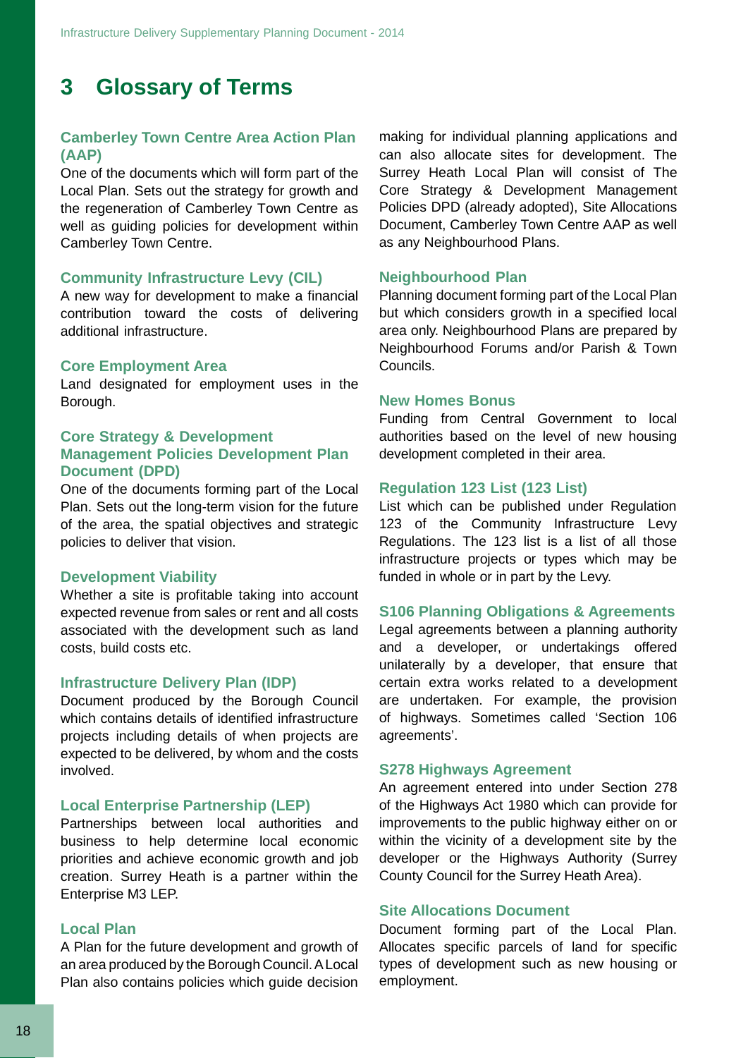# 3 Glossary of Terms

### Camberley Town Centre Area Action Plan (AAP)

One of the documents which will form part of the Local Plan. Sets out the strategy for growth and the regeneration of Camberley Town Centre as well as guiding policies for development within Camberley Town Centre.

### Community Infrastructure Levy (CIL)

A new way for development to make a financial contribution toward the costs of delivering additional infrastructure.

### Core Employment Area

Land designated for employment uses in the Borough.

### Core Strategy & Development Management Policies Development Plan Document (DPD)

One of the documents forming part of the Local Plan. Sets out the long-term vision for the future of the area, the spatial objectives and strategic policies to deliver that vision.

### Development Viability

Whether a site is profitable taking into account expected revenue from sales or rent and all costs associated with the development such as land costs, build costs etc.

### Infrastructure Delivery Plan (IDP)

Document produced by the Borough Council which contains details of identified infrastructure projects including details of when projects are expected to be delivered, by whom and the costs involved.

### Local Enterprise Partnership (LEP)

Partnerships between local authorities and business to help determine local economic priorities and achieve economic growth and job creation. Surrey Heath is a partner within the Enterprise M3 LEP.

### Local Plan

A Plan for the future development and growth of an area produced by the Borough Council. A Local Plan also contains policies which guide decision making for individual planning applications and can also allocate sites for development. The Surrey Heath Local Plan will consist of The Core Strategy & Development Management Policies DPD (already adopted), Site Allocations Document, Camberley Town Centre AAP as well as any Neighbourhood Plans.

### Neighbourhood Plan

Planning document forming part of the Local Plan but which considers growth in a specified local area only. Neighbourhood Plans are prepared by Neighbourhood Forums and/or Parish & Town Councils.

### New Homes Bonus

Funding from Central Government to local authorities based on the level of new housing development completed in their area.

### Regulation 123 List (123 List)

List which can be published under Regulation 123 of the Community Infrastructure Levy Regulations. The 123 list is a list of all those infrastructure projects or types which may be funded in whole or in part by the Levy.

### S106 Planning Obligations & Agreements

Legal agreements between a planning authority and a developer, or undertakings offered unilaterally by a developer, that ensure that certain extra works related to a development are undertaken. For example, the provision of highways. Sometimes called 'Section 106 agreements'.

### S278 Highways Agreement

An agreement entered into under Section 278 of the Highways Act 1980 which can provide for improvements to the public highway either on or within the vicinity of a development site by the developer or the Highways Authority (Surrey County Council for the Surrey Heath Area).

### Site Allocations Document

Document forming part of the Local Plan. Allocates specific parcels of land for specific types of development such as new housing or employment.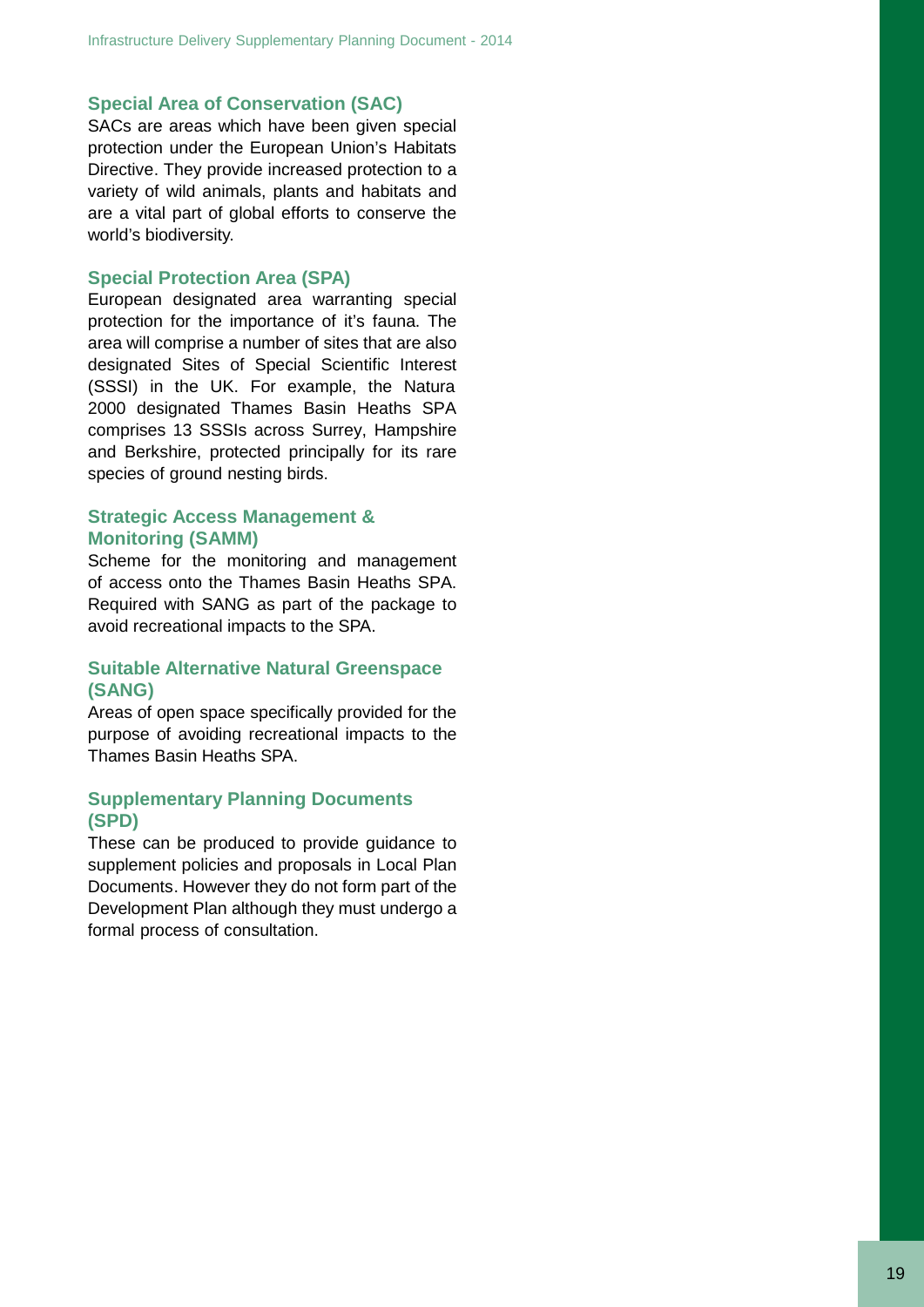### Special Area of Conservation (SAC)

SACs are areas which have been given special protection under the European Union's Habitats Directive. They provide increased protection to a variety of wild animals, plants and habitats and are a vital part of global efforts to conserve the world's biodiversity.

### Special Protection Area (SPA)

European designated area warranting special protection for the importance of it's fauna. The area will comprise a number of sites that are also designated Sites of Special Scientific Interest (SSSI) in the UK. For example, the Natura 2000 designated Thames Basin Heaths SPA comprises 13 SSSIs across Surrey, Hampshire and Berkshire, protected principally for its rare species of ground nesting birds.

### Strategic Access Management & Monitoring (SAMM)

Scheme for the monitoring and management of access onto the Thames Basin Heaths SPA. Required with SANG as part of the package to avoid recreational impacts to the SPA.

### Suitable Alternative Natural Greenspace (SANG)

Areas of open space specifically provided for the purpose of avoiding recreational impacts to the Thames Basin Heaths SPA.

### Supplementary Planning Documents (SPD)

These can be produced to provide guidance to supplement policies and proposals in Local Plan Documents. However they do not form part of the Development Plan although they must undergo a formal process of consultation.